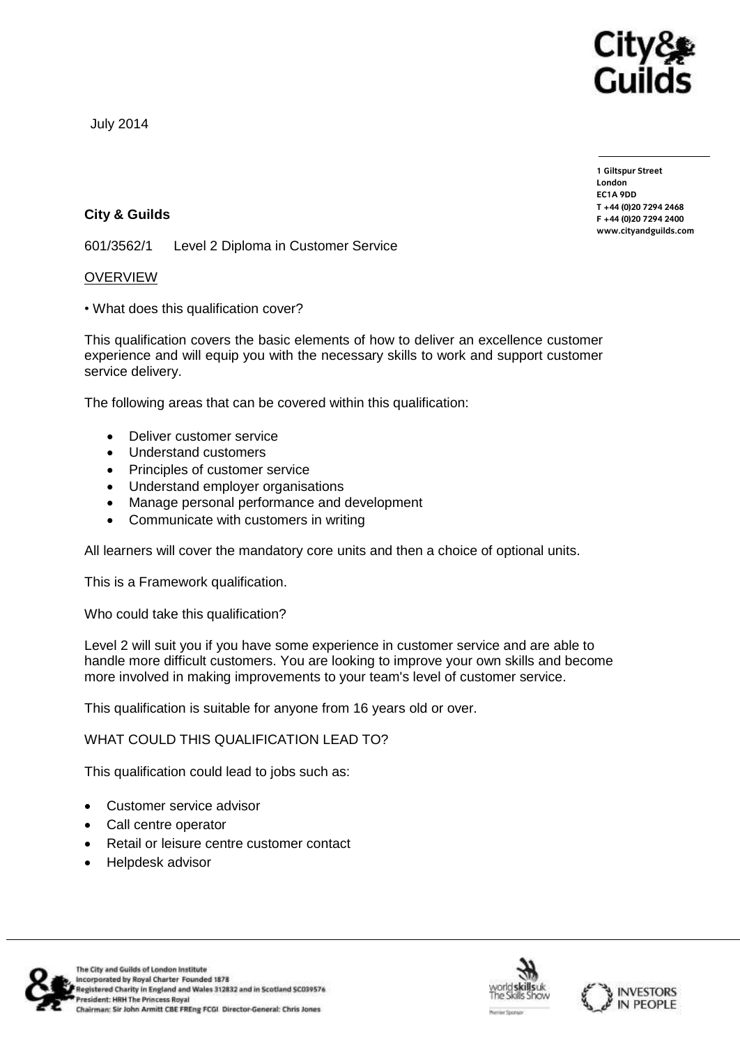July 2014

1 Giltspur Street
London
EC1A 9DD
T +44 (0)20 7294 2468
F +44 (0)20 7294 2400
www.cityandguilds.com

**City & Guilds**

601/3562/1 Level 2 Diploma in Customer Service

OVERVIEW

• What does this qualification cover?

This qualification covers the basic elements of how to deliver an excellence customer experience and will equip you with the necessary skills to work and support customer service delivery.

The following areas that can be covered within this qualification:

- Deliver customer service
- Understand customers
- Principles of customer service
- Understand employer organisations
- Manage personal performance and development
- Communicate with customers in writing

All learners will cover the mandatory core units and then a choice of optional units.

This is a Framework qualification.

Who could take this qualification?

Level 2 will suit you if you have some experience in customer service and are able to handle more difficult customers. You are looking to improve your own skills and become more involved in making improvements to your team's level of customer service.

This qualification is suitable for anyone from 16 years old or over.

WHAT COULD THIS QUALIFICATION LEAD TO?

This qualification could lead to jobs such as:

- Customer service advisor
- Call centre operator
- Retail or leisure centre customer contact
- Helpdesk advisor

The City and Guilds of London Institute
Incorporated by Royal Charter Founded 1878
Registered Charity in England and Wales 312832 and in Scotland SC039576
President: HRH The Princess Royal
Chairman: Sir John Armitt CBE FREng FCGI Director-General: Chris Jones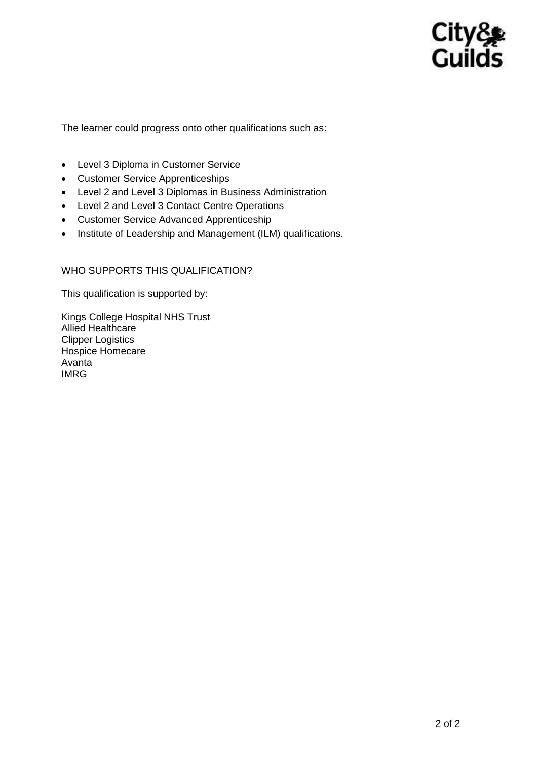The learner could progress onto other qualifications such as:

- Level 3 Diploma in Customer Service
- Customer Service Apprenticeships
- Level 2 and Level 3 Diplomas in Business Administration
- Level 2 and Level 3 Contact Centre Operations
- Customer Service Advanced Apprenticeship
- Institute of Leadership and Management (ILM) qualifications.

## WHO SUPPORTS THIS QUALIFICATION?

This qualification is supported by:

Kings College Hospital NHS Trust
Allied Healthcare
Clipper Logistics
Hospice Homecare
Avanta
IMRG